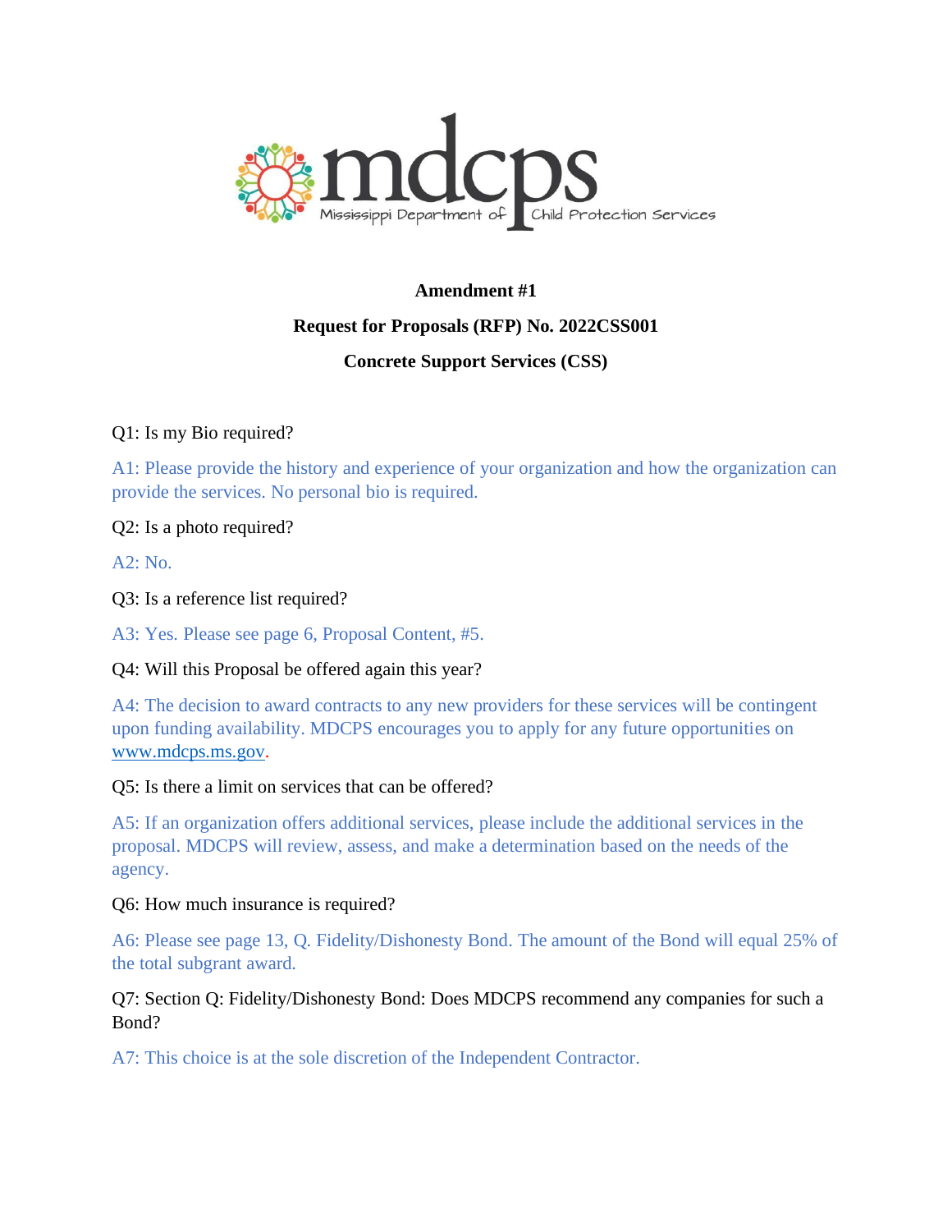mdcps
Mississippi Department of Child Protection Services

**Amendment #1**

**Request for Proposals (RFP) No. 2022CSS001**

**Concrete Support Services (CSS)**

Q1: Is my Bio required?

A1: Please provide the history and experience of your organization and how the organization can provide the services. No personal bio is required.

Q2: Is a photo required?

A2: No.

Q3: Is a reference list required?

A3: Yes. Please see page 6, Proposal Content, #5.

Q4: Will this Proposal be offered again this year?

A4: The decision to award contracts to any new providers for these services will be contingent upon funding availability. MDCPS encourages you to apply for any future opportunities on www.mdcps.ms.gov.

Q5: Is there a limit on services that can be offered?

A5: If an organization offers additional services, please include the additional services in the proposal. MDCPS will review, assess, and make a determination based on the needs of the agency.

Q6: How much insurance is required?

A6: Please see page 13, Q. Fidelity/Dishonesty Bond. The amount of the Bond will equal 25% of the total subgrant award.

Q7: Section Q: Fidelity/Dishonesty Bond: Does MDCPS recommend any companies for such a Bond?

A7: This choice is at the sole discretion of the Independent Contractor.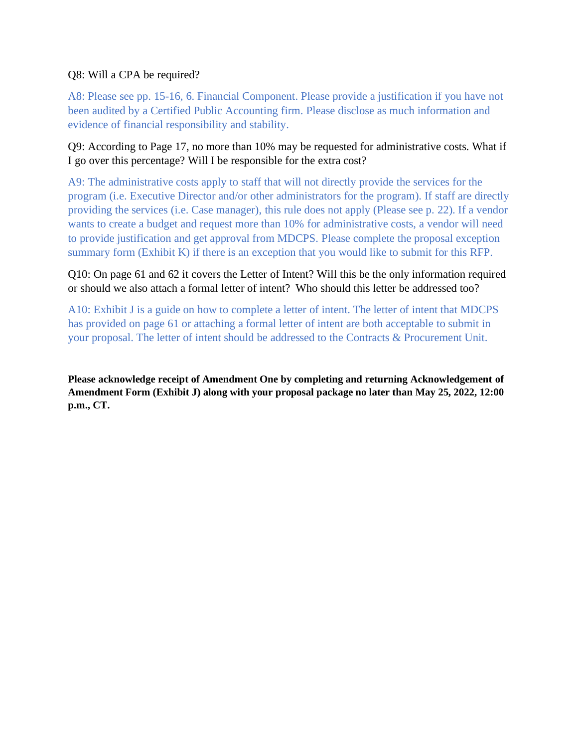Q8: Will a CPA be required?

A8: Please see pp. 15-16, 6. Financial Component. Please provide a justification if you have not been audited by a Certified Public Accounting firm. Please disclose as much information and evidence of financial responsibility and stability.

Q9: According to Page 17, no more than 10% may be requested for administrative costs. What if I go over this percentage? Will I be responsible for the extra cost?

A9: The administrative costs apply to staff that will not directly provide the services for the program (i.e. Executive Director and/or other administrators for the program). If staff are directly providing the services (i.e. Case manager), this rule does not apply (Please see p. 22). If a vendor wants to create a budget and request more than 10% for administrative costs, a vendor will need to provide justification and get approval from MDCPS. Please complete the proposal exception summary form (Exhibit K) if there is an exception that you would like to submit for this RFP.

Q10: On page 61 and 62 it covers the Letter of Intent? Will this be the only information required or should we also attach a formal letter of intent? Who should this letter be addressed too?

A10: Exhibit J is a guide on how to complete a letter of intent. The letter of intent that MDCPS has provided on page 61 or attaching a formal letter of intent are both acceptable to submit in your proposal. The letter of intent should be addressed to the Contracts & Procurement Unit.

**Please acknowledge receipt of Amendment One by completing and returning Acknowledgement of Amendment Form (Exhibit J) along with your proposal package no later than May 25, 2022, 12:00 p.m., CT.**